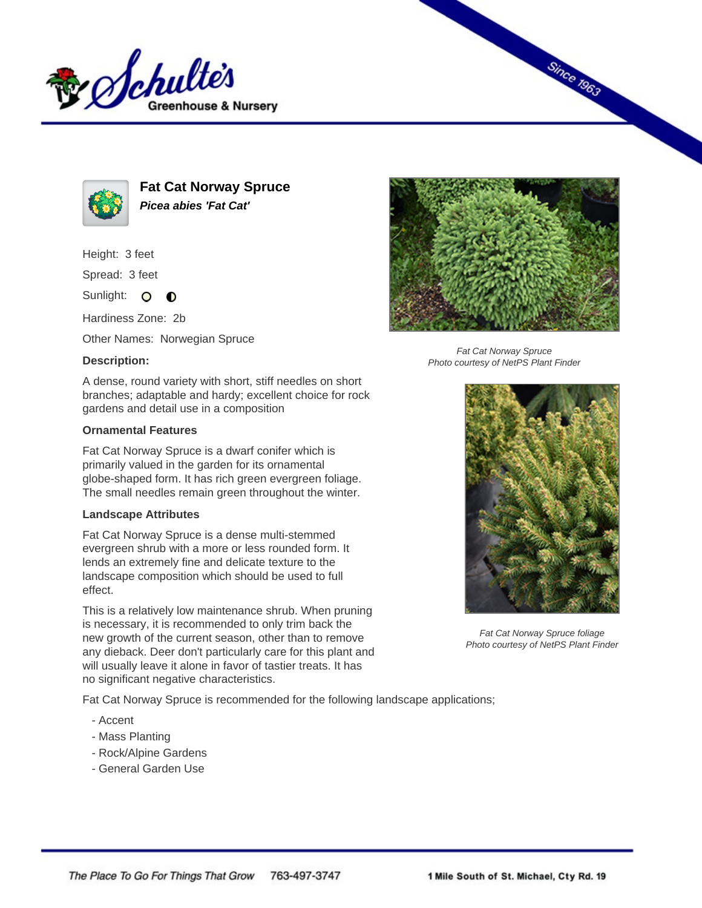# Fat Cat Norway Spruce

***Picea abies* 'Fat Cat'**

Height: 3 feet

Spread: 3 feet

Sunlight:

Hardiness Zone: 2b

Other Names: Norwegian Spruce

**Description:**

A dense, round variety with short, stiff needles on short branches; adaptable and hardy; excellent choice for rock gardens and detail use in a composition

### Ornamental Features

Fat Cat Norway Spruce is a dwarf conifer which is primarily valued in the garden for its ornamental globe-shaped form. It has rich green evergreen foliage. The small needles remain green throughout the winter.

### Landscape Attributes

Fat Cat Norway Spruce is a dense multi-stemmed evergreen shrub with a more or less rounded form. It lends an extremely fine and delicate texture to the landscape composition which should be used to full effect.

This is a relatively low maintenance shrub. When pruning is necessary, it is recommended to only trim back the new growth of the current season, other than to remove any dieback. Deer don't particularly care for this plant and will usually leave it alone in favor of tastier treats. It has no significant negative characteristics.

Fat Cat Norway Spruce is recommended for the following landscape applications;

- Accent
- Mass Planting
- Rock/Alpine Gardens
- General Garden Use

*Fat Cat Norway Spruce*
*Photo courtesy of NetPS Plant Finder*

*Fat Cat Norway Spruce foliage*
*Photo courtesy of NetPS Plant Finder*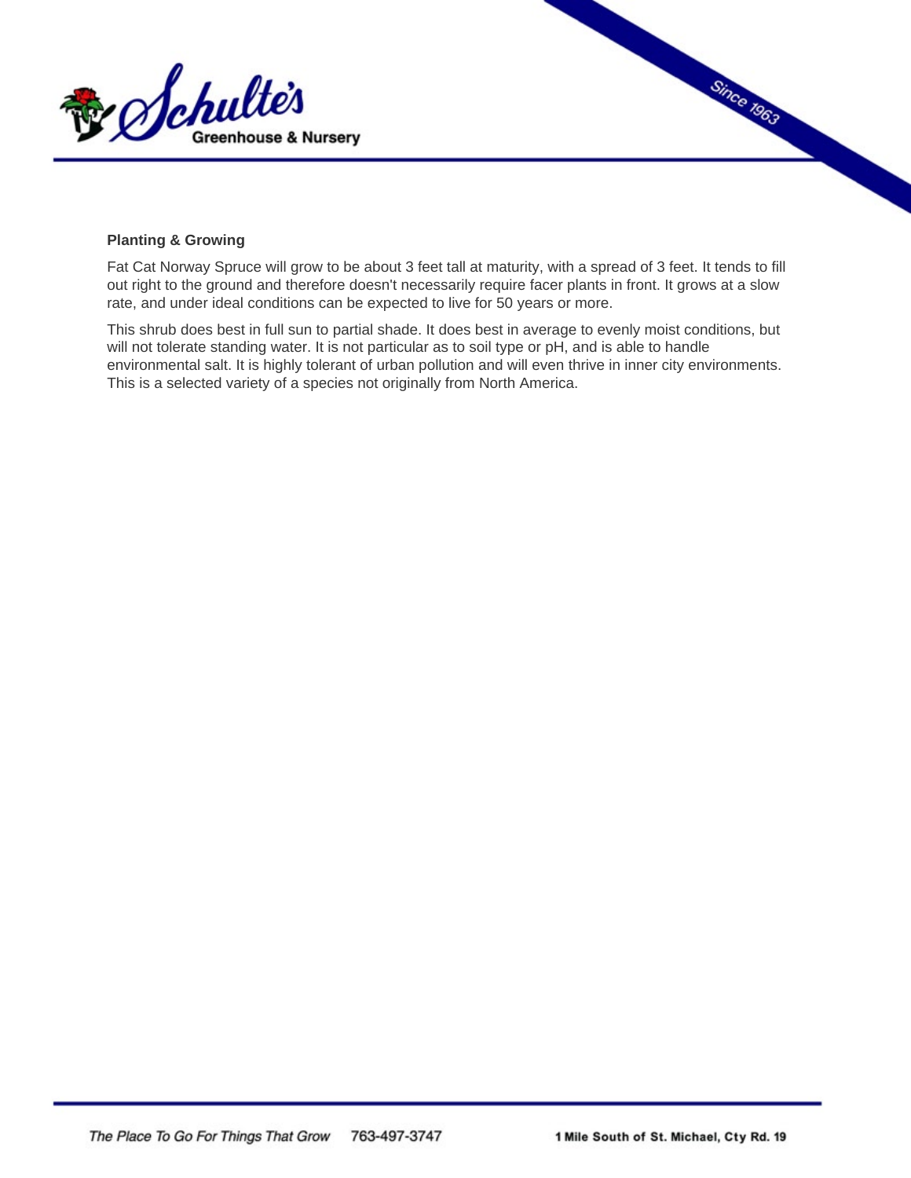**Planting & Growing**

Fat Cat Norway Spruce will grow to be about 3 feet tall at maturity, with a spread of 3 feet. It tends to fill out right to the ground and therefore doesn't necessarily require facer plants in front. It grows at a slow rate, and under ideal conditions can be expected to live for 50 years or more.

This shrub does best in full sun to partial shade. It does best in average to evenly moist conditions, but will not tolerate standing water. It is not particular as to soil type or pH, and is able to handle environmental salt. It is highly tolerant of urban pollution and will even thrive in inner city environments. This is a selected variety of a species not originally from North America.